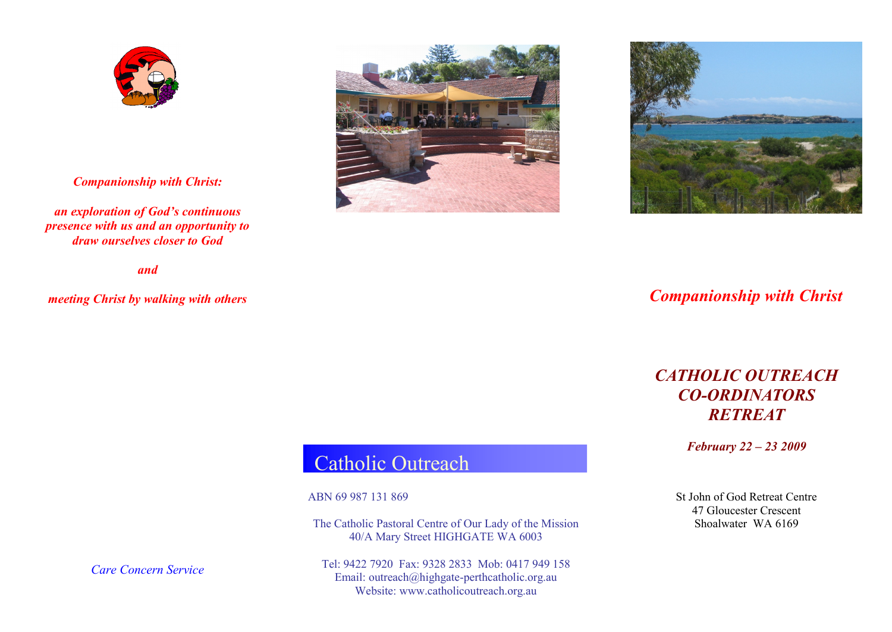*Companionship with Christ:*

*an exploration of God's continuous presence with us and an opportunity to draw ourselves closer to God*

*and*

*meeting Christ by walking with others*

*Care Concern Service*

## Catholic Outreach

ABN 69 987 131 869

The Catholic Pastoral Centre of Our Lady of the Mission
40/A Mary Street HIGHGATE WA 6003

Tel: 9422 7920 Fax: 9328 2833 Mob: 0417 949 158
Email: outreach@highgate-perthcatholic.org.au
Website: www.catholicoutreach.org.au

*Companionship with Christ*

# *CATHOLIC OUTREACH CO-ORDINATORS RETREAT*

***February 22 – 23 2009***

St John of God Retreat Centre
47 Gloucester Crescent
Shoalwater WA 6169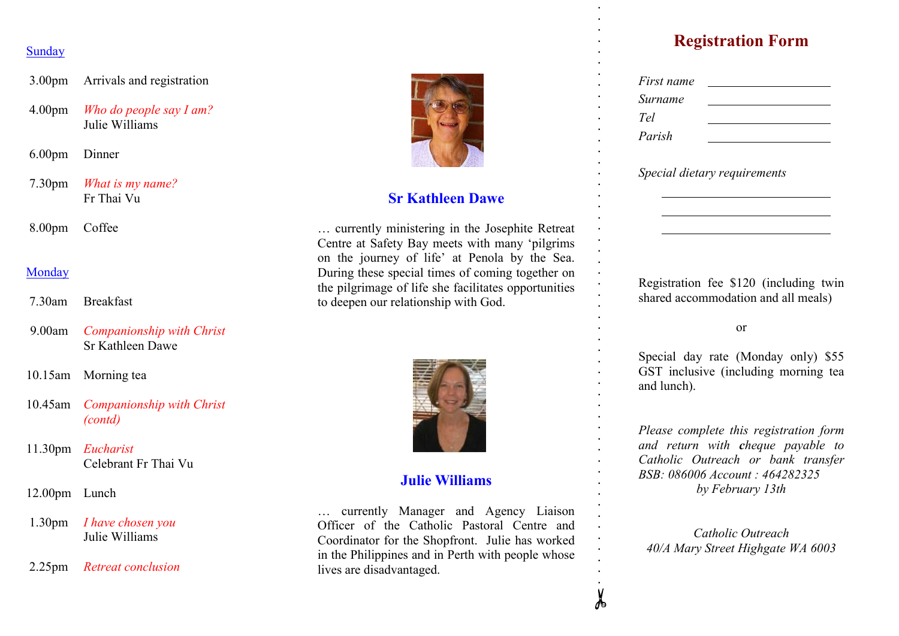## Sunday

| | |
|---|---|
| 3.00pm | Arrivals and registration |
| 4.00pm | *Who do people say I am?* Julie Williams |
| 6.00pm | Dinner |
| 7.30pm | *What is my name?* Fr Thai Vu |
| 8.00pm | Coffee |

## Monday

| | |
|---|---|
| 7.30am | Breakfast |
| 9.00am | *Companionship with Christ* Sr Kathleen Dawe |
| 10.15am | Morning tea |
| 10.45am | *Companionship with Christ (contd)* |
| 11.30pm | *Eucharist* Celebrant Fr Thai Vu |
| 12.00pm | Lunch |
| 1.30pm | *I have chosen you* Julie Williams |
| 2.25pm | *Retreat conclusion* |

### Sr Kathleen Dawe

… currently ministering in the Josephite Retreat Centre at Safety Bay meets with many 'pilgrims on the journey of life' at Penola by the Sea. During these special times of coming together on the pilgrimage of life she facilitates opportunities to deepen our relationship with God.

### Julie Williams

… currently Manager and Agency Liaison Officer of the Catholic Pastoral Centre and Coordinator for the Shopfront. Julie has worked in the Philippines and in Perth with people whose lives are disadvantaged.

## Registration Form

*First name* ____________________

*Surname* ____________________

*Tel* ____________________

*Parish* ____________________

*Special dietary requirements*

____________________

____________________

____________________

Registration fee $120 (including twin shared accommodation and all meals)

or

Special day rate (Monday only) $55 GST inclusive (including morning tea and lunch).

*Please complete this registration form and return with cheque payable to Catholic Outreach or bank transfer BSB: 086006 Account : 464282325 by February 13th*

*Catholic Outreach*
*40/A Mary Street Highgate WA 6003*